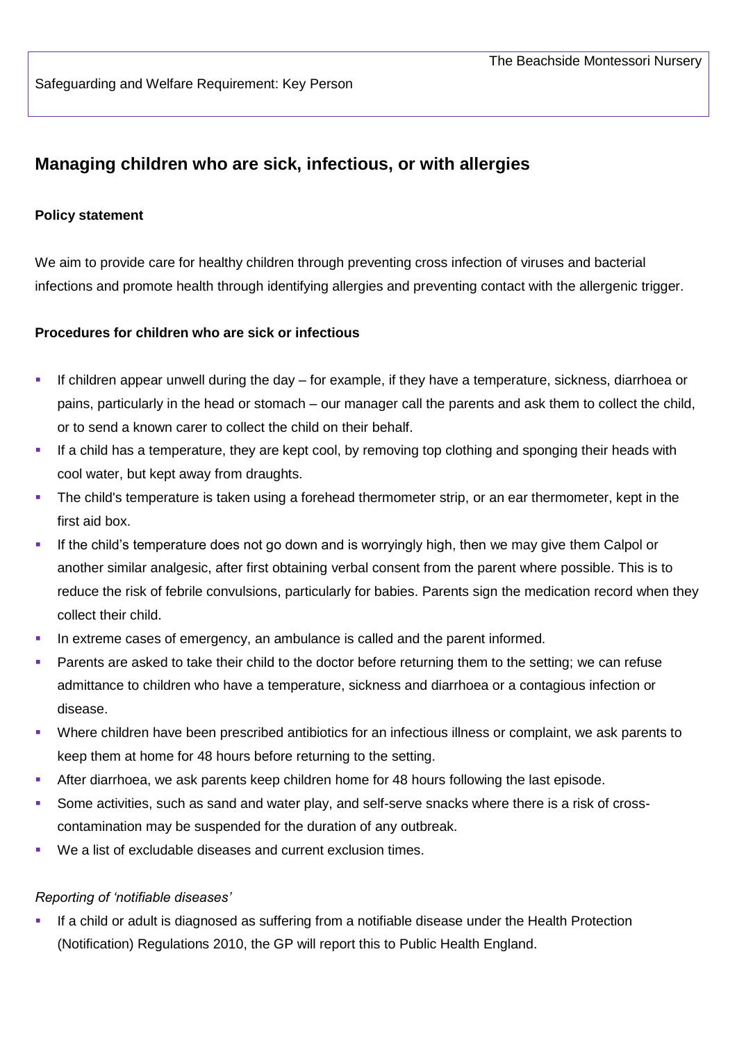The Beachside Montessori Nursery

Safeguarding and Welfare Requirement: Key Person

## Managing children who are sick, infectious, or with allergies

### Policy statement

We aim to provide care for healthy children through preventing cross infection of viruses and bacterial infections and promote health through identifying allergies and preventing contact with the allergenic trigger.

### Procedures for children who are sick or infectious

- If children appear unwell during the day – for example, if they have a temperature, sickness, diarrhoea or pains, particularly in the head or stomach – our manager call the parents and ask them to collect the child, or to send a known carer to collect the child on their behalf.
- If a child has a temperature, they are kept cool, by removing top clothing and sponging their heads with cool water, but kept away from draughts.
- The child's temperature is taken using a forehead thermometer strip, or an ear thermometer, kept in the first aid box.
- If the child's temperature does not go down and is worryingly high, then we may give them Calpol or another similar analgesic, after first obtaining verbal consent from the parent where possible. This is to reduce the risk of febrile convulsions, particularly for babies. Parents sign the medication record when they collect their child.
- In extreme cases of emergency, an ambulance is called and the parent informed.
- Parents are asked to take their child to the doctor before returning them to the setting; we can refuse admittance to children who have a temperature, sickness and diarrhoea or a contagious infection or disease.
- Where children have been prescribed antibiotics for an infectious illness or complaint, we ask parents to keep them at home for 48 hours before returning to the setting.
- After diarrhoea, we ask parents keep children home for 48 hours following the last episode.
- Some activities, such as sand and water play, and self-serve snacks where there is a risk of cross-contamination may be suspended for the duration of any outbreak.
- We a list of excludable diseases and current exclusion times.

*Reporting of 'notifiable diseases'*

- If a child or adult is diagnosed as suffering from a notifiable disease under the Health Protection (Notification) Regulations 2010, the GP will report this to Public Health England.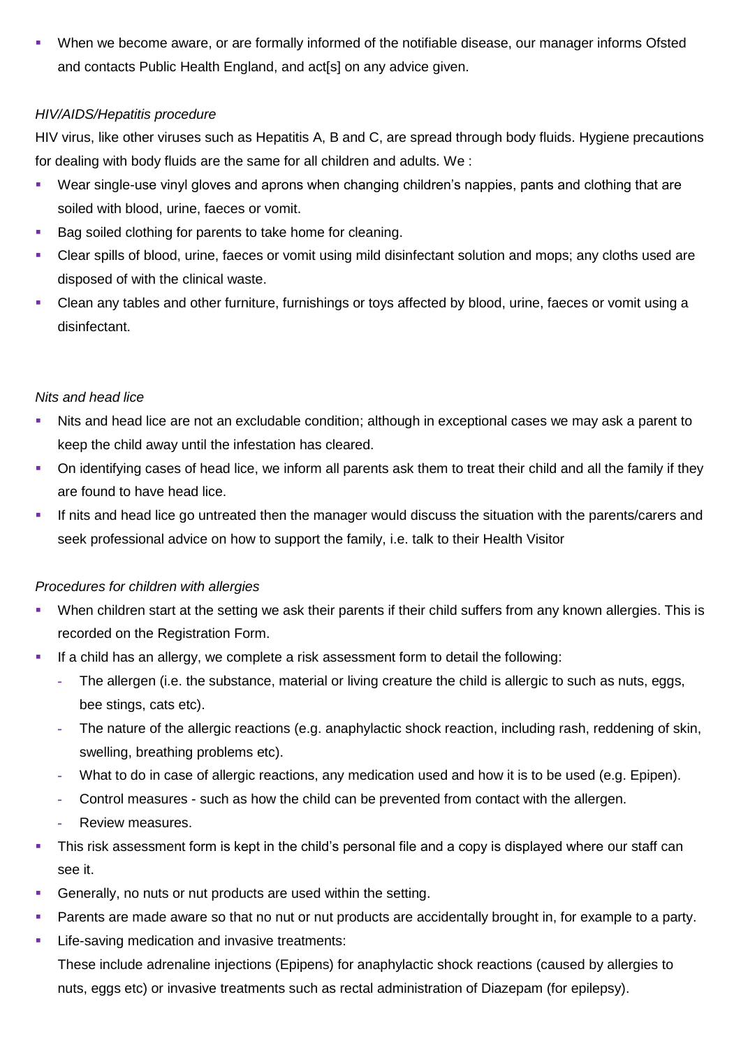- When we become aware, or are formally informed of the notifiable disease, our manager informs Ofsted and contacts Public Health England, and act[s] on any advice given.

*HIV/AIDS/Hepatitis procedure*

HIV virus, like other viruses such as Hepatitis A, B and C, are spread through body fluids. Hygiene precautions for dealing with body fluids are the same for all children and adults. We :

- Wear single-use vinyl gloves and aprons when changing children's nappies, pants and clothing that are soiled with blood, urine, faeces or vomit.
- Bag soiled clothing for parents to take home for cleaning.
- Clear spills of blood, urine, faeces or vomit using mild disinfectant solution and mops; any cloths used are disposed of with the clinical waste.
- Clean any tables and other furniture, furnishings or toys affected by blood, urine, faeces or vomit using a disinfectant.

*Nits and head lice*

- Nits and head lice are not an excludable condition; although in exceptional cases we may ask a parent to keep the child away until the infestation has cleared.
- On identifying cases of head lice, we inform all parents ask them to treat their child and all the family if they are found to have head lice.
- If nits and head lice go untreated then the manager would discuss the situation with the parents/carers and seek professional advice on how to support the family, i.e. talk to their Health Visitor

*Procedures for children with allergies*

- When children start at the setting we ask their parents if their child suffers from any known allergies. This is recorded on the Registration Form.
- If a child has an allergy, we complete a risk assessment form to detail the following:
  - The allergen (i.e. the substance, material or living creature the child is allergic to such as nuts, eggs, bee stings, cats etc).
  - The nature of the allergic reactions (e.g. anaphylactic shock reaction, including rash, reddening of skin, swelling, breathing problems etc).
  - What to do in case of allergic reactions, any medication used and how it is to be used (e.g. Epipen).
  - Control measures - such as how the child can be prevented from contact with the allergen.
  - Review measures.
- This risk assessment form is kept in the child's personal file and a copy is displayed where our staff can see it.
- Generally, no nuts or nut products are used within the setting.
- Parents are made aware so that no nut or nut products are accidentally brought in, for example to a party.
- Life-saving medication and invasive treatments:

  These include adrenaline injections (Epipens) for anaphylactic shock reactions (caused by allergies to nuts, eggs etc) or invasive treatments such as rectal administration of Diazepam (for epilepsy).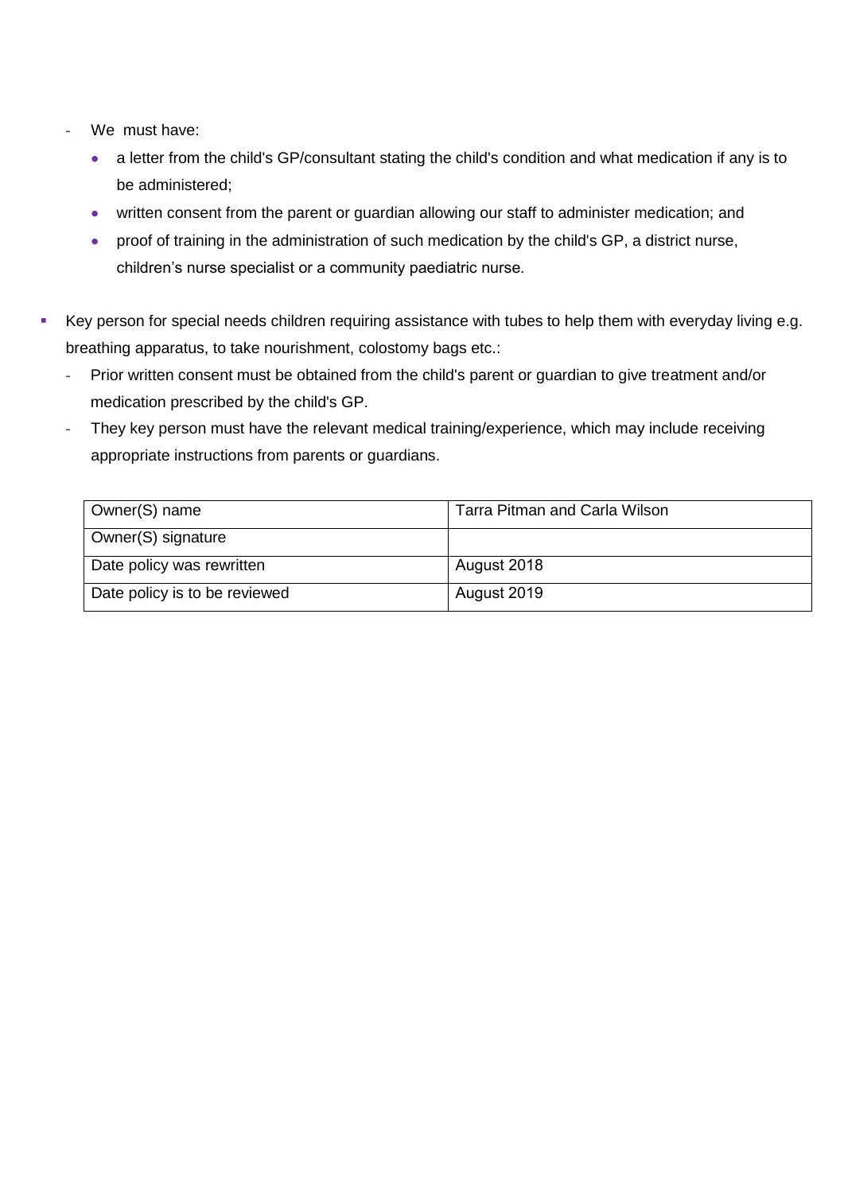- We must have:
  - a letter from the child's GP/consultant stating the child's condition and what medication if any is to be administered;
  - written consent from the parent or guardian allowing our staff to administer medication; and
  - proof of training in the administration of such medication by the child's GP, a district nurse, children's nurse specialist or a community paediatric nurse.

- Key person for special needs children requiring assistance with tubes to help them with everyday living e.g. breathing apparatus, to take nourishment, colostomy bags etc.:
  - Prior written consent must be obtained from the child's parent or guardian to give treatment and/or medication prescribed by the child's GP.
  - They key person must have the relevant medical training/experience, which may include receiving appropriate instructions from parents or guardians.

| | |
|---|---|
| Owner(S) name | Tarra Pitman and Carla Wilson |
| Owner(S) signature | |
| Date policy was rewritten | August 2018 |
| Date policy is to be reviewed | August 2019 |